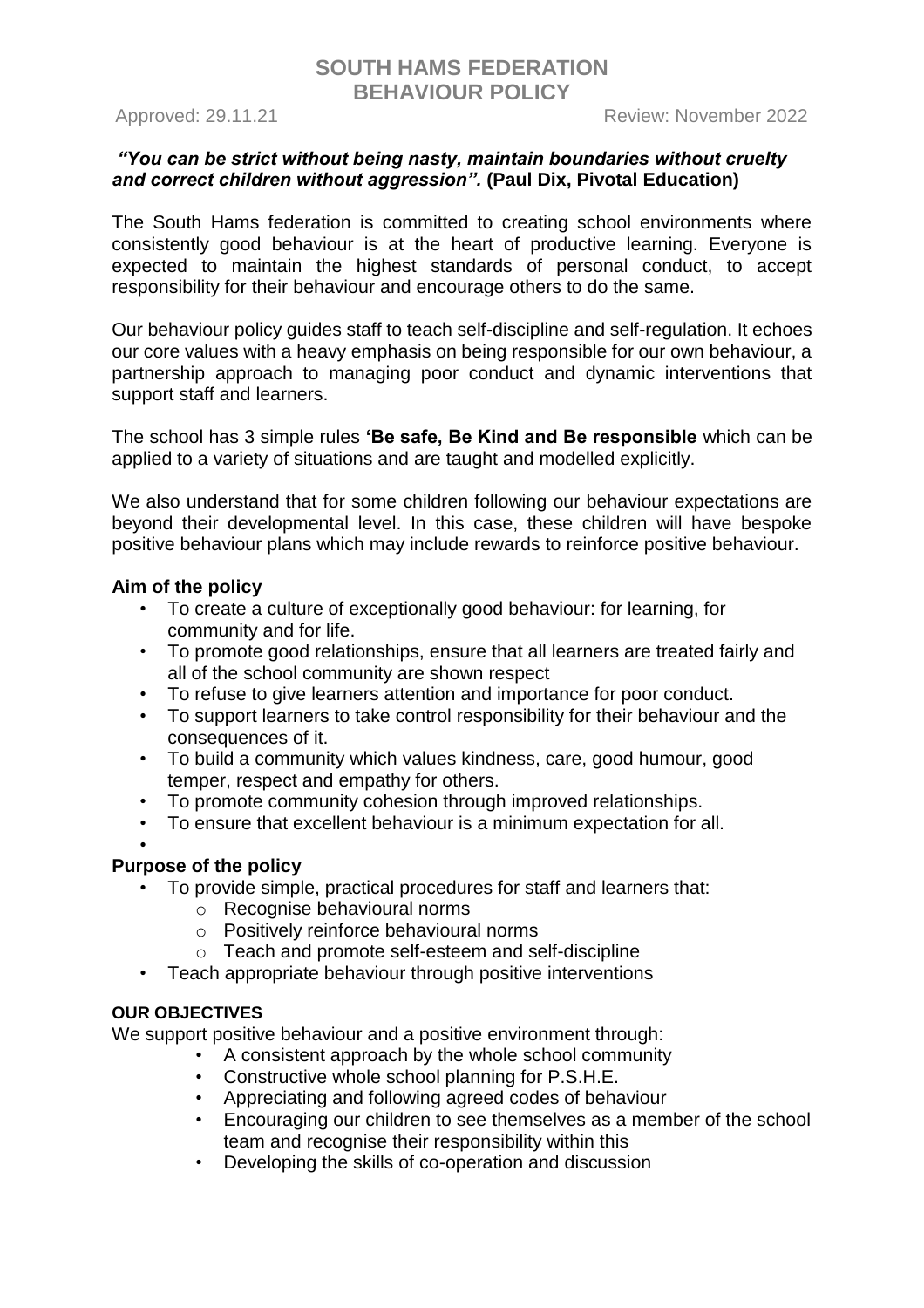# SOUTH HAMS FEDERATION
# BEHAVIOUR POLICY

Approved: 29.11.21 Review: November 2022

***"You can be strict without being nasty, maintain boundaries without cruelty and correct children without aggression".*** **(Paul Dix, Pivotal Education)**

The South Hams federation is committed to creating school environments where consistently good behaviour is at the heart of productive learning. Everyone is expected to maintain the highest standards of personal conduct, to accept responsibility for their behaviour and encourage others to do the same.

Our behaviour policy guides staff to teach self-discipline and self-regulation. It echoes our core values with a heavy emphasis on being responsible for our own behaviour, a partnership approach to managing poor conduct and dynamic interventions that support staff and learners.

The school has 3 simple rules **'Be safe, Be Kind and Be responsible** which can be applied to a variety of situations and are taught and modelled explicitly.

We also understand that for some children following our behaviour expectations are beyond their developmental level. In this case, these children will have bespoke positive behaviour plans which may include rewards to reinforce positive behaviour.

## Aim of the policy

- To create a culture of exceptionally good behaviour: for learning, for community and for life.
- To promote good relationships, ensure that all learners are treated fairly and all of the school community are shown respect
- To refuse to give learners attention and importance for poor conduct.
- To support learners to take control responsibility for their behaviour and the consequences of it.
- To build a community which values kindness, care, good humour, good temper, respect and empathy for others.
- To promote community cohesion through improved relationships.
- To ensure that excellent behaviour is a minimum expectation for all.

## Purpose of the policy

- To provide simple, practical procedures for staff and learners that:
  - Recognise behavioural norms
  - Positively reinforce behavioural norms
  - Teach and promote self-esteem and self-discipline
- Teach appropriate behaviour through positive interventions

### OUR OBJECTIVES

We support positive behaviour and a positive environment through:

- A consistent approach by the whole school community
- Constructive whole school planning for P.S.H.E.
- Appreciating and following agreed codes of behaviour
- Encouraging our children to see themselves as a member of the school team and recognise their responsibility within this
- Developing the skills of co-operation and discussion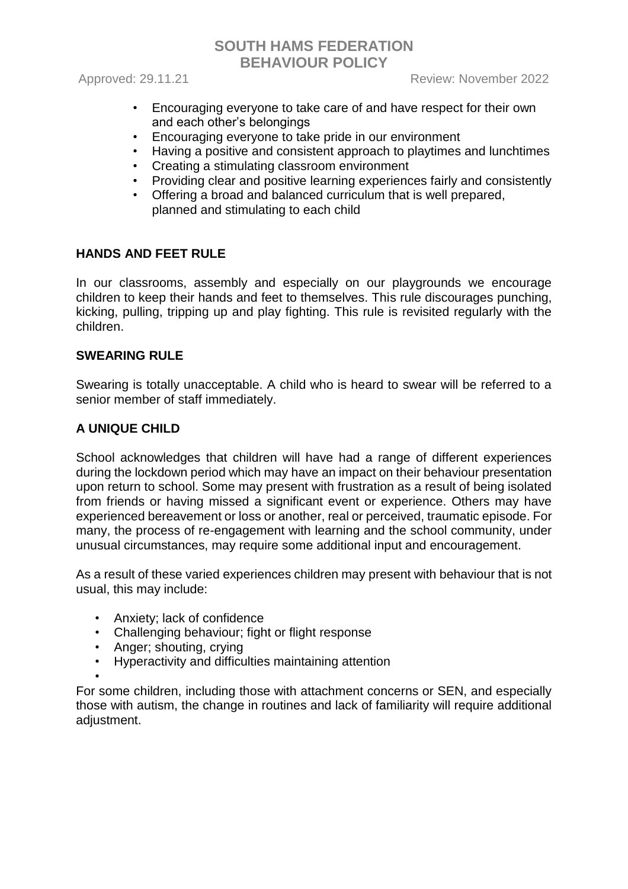- Encouraging everyone to take care of and have respect for their own and each other's belongings
- Encouraging everyone to take pride in our environment
- Having a positive and consistent approach to playtimes and lunchtimes
- Creating a stimulating classroom environment
- Providing clear and positive learning experiences fairly and consistently
- Offering a broad and balanced curriculum that is well prepared, planned and stimulating to each child

**HANDS AND FEET RULE**

In our classrooms, assembly and especially on our playgrounds we encourage children to keep their hands and feet to themselves. This rule discourages punching, kicking, pulling, tripping up and play fighting. This rule is revisited regularly with the children.

**SWEARING RULE**

Swearing is totally unacceptable. A child who is heard to swear will be referred to a senior member of staff immediately.

**A UNIQUE CHILD**

School acknowledges that children will have had a range of different experiences during the lockdown period which may have an impact on their behaviour presentation upon return to school. Some may present with frustration as a result of being isolated from friends or having missed a significant event or experience. Others may have experienced bereavement or loss or another, real or perceived, traumatic episode. For many, the process of re-engagement with learning and the school community, under unusual circumstances, may require some additional input and encouragement.

As a result of these varied experiences children may present with behaviour that is not usual, this may include:

- Anxiety; lack of confidence
- Challenging behaviour; fight or flight response
- Anger; shouting, crying
- Hyperactivity and difficulties maintaining attention

For some children, including those with attachment concerns or SEN, and especially those with autism, the change in routines and lack of familiarity will require additional adjustment.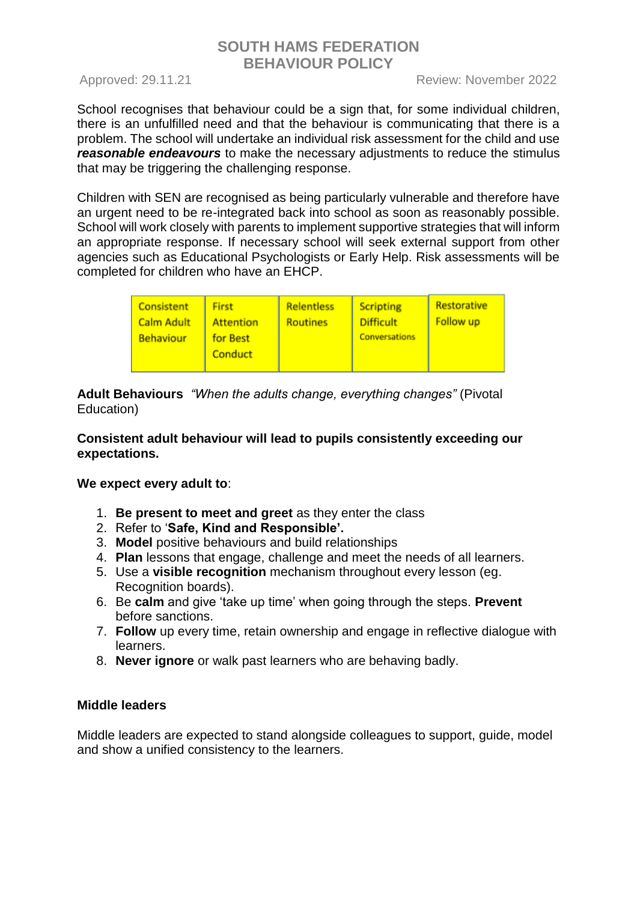School recognises that behaviour could be a sign that, for some individual children, there is an unfulfilled need and that the behaviour is communicating that there is a problem. The school will undertake an individual risk assessment for the child and use ***reasonable endeavours*** to make the necessary adjustments to reduce the stimulus that may be triggering the challenging response.

Children with SEN are recognised as being particularly vulnerable and therefore have an urgent need to be re-integrated back into school as soon as reasonably possible. School will work closely with parents to implement supportive strategies that will inform an appropriate response. If necessary school will seek external support from other agencies such as Educational Psychologists or Early Help. Risk assessments will be completed for children who have an EHCP.

| Consistent Calm Adult Behaviour | First Attention for Best Conduct | Relentless Routines | Scripting Difficult Conversations | Restorative Follow up |
|---|---|---|---|---|

**Adult Behaviours** *"When the adults change, everything changes"* (Pivotal Education)

**Consistent adult behaviour will lead to pupils consistently exceeding our expectations.**

**We expect every adult to**:

1. **Be present to meet and greet** as they enter the class
2. Refer to '**Safe, Kind and Responsible'.**
3. **Model** positive behaviours and build relationships
4. **Plan** lessons that engage, challenge and meet the needs of all learners.
5. Use a **visible recognition** mechanism throughout every lesson (eg. Recognition boards).
6. Be **calm** and give 'take up time' when going through the steps. **Prevent** before sanctions.
7. **Follow** up every time, retain ownership and engage in reflective dialogue with learners.
8. **Never ignore** or walk past learners who are behaving badly.

**Middle leaders**

Middle leaders are expected to stand alongside colleagues to support, guide, model and show a unified consistency to the learners.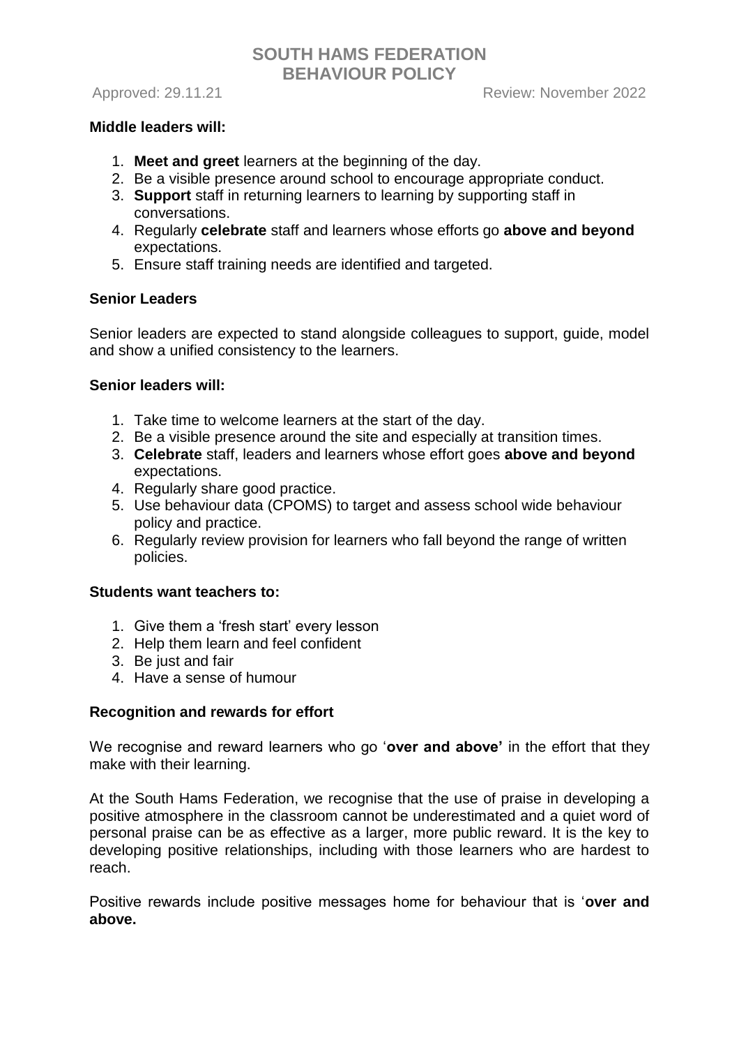**Middle leaders will:**

1. **Meet and greet** learners at the beginning of the day.
2. Be a visible presence around school to encourage appropriate conduct.
3. **Support** staff in returning learners to learning by supporting staff in conversations.
4. Regularly **celebrate** staff and learners whose efforts go **above and beyond** expectations.
5. Ensure staff training needs are identified and targeted.

**Senior Leaders**

Senior leaders are expected to stand alongside colleagues to support, guide, model and show a unified consistency to the learners.

**Senior leaders will:**

1. Take time to welcome learners at the start of the day.
2. Be a visible presence around the site and especially at transition times.
3. **Celebrate** staff, leaders and learners whose effort goes **above and beyond** expectations.
4. Regularly share good practice.
5. Use behaviour data (CPOMS) to target and assess school wide behaviour policy and practice.
6. Regularly review provision for learners who fall beyond the range of written policies.

**Students want teachers to:**

1. Give them a 'fresh start' every lesson
2. Help them learn and feel confident
3. Be just and fair
4. Have a sense of humour

**Recognition and rewards for effort**

We recognise and reward learners who go '**over and above'** in the effort that they make with their learning.

At the South Hams Federation, we recognise that the use of praise in developing a positive atmosphere in the classroom cannot be underestimated and a quiet word of personal praise can be as effective as a larger, more public reward. It is the key to developing positive relationships, including with those learners who are hardest to reach.

Positive rewards include positive messages home for behaviour that is '**over and above.**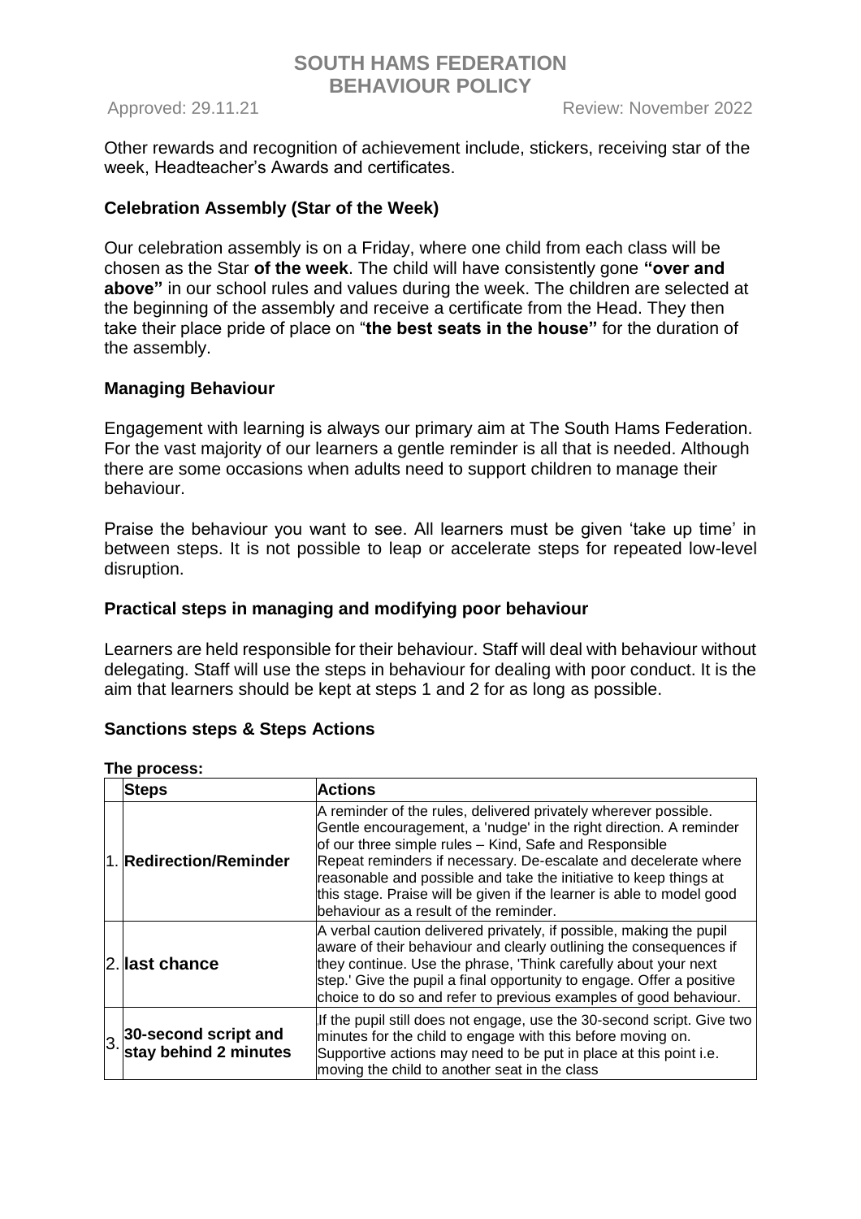Other rewards and recognition of achievement include, stickers, receiving star of the week, Headteacher's Awards and certificates.

### Celebration Assembly (Star of the Week)

Our celebration assembly is on a Friday, where one child from each class will be chosen as the Star **of the week**. The child will have consistently gone **"over and above"** in our school rules and values during the week. The children are selected at the beginning of the assembly and receive a certificate from the Head. They then take their place pride of place on "**the best seats in the house"** for the duration of the assembly.

### Managing Behaviour

Engagement with learning is always our primary aim at The South Hams Federation. For the vast majority of our learners a gentle reminder is all that is needed. Although there are some occasions when adults need to support children to manage their behaviour.

Praise the behaviour you want to see. All learners must be given 'take up time' in between steps. It is not possible to leap or accelerate steps for repeated low-level disruption.

### Practical steps in managing and modifying poor behaviour

Learners are held responsible for their behaviour. Staff will deal with behaviour without delegating. Staff will use the steps in behaviour for dealing with poor conduct. It is the aim that learners should be kept at steps 1 and 2 for as long as possible.

### Sanctions steps & Steps Actions

**The process:**

| | Steps | Actions |
|---|---|---|
| 1. | **Redirection/Reminder** | A reminder of the rules, delivered privately wherever possible. Gentle encouragement, a 'nudge' in the right direction. A reminder of our three simple rules – Kind, Safe and Responsible Repeat reminders if necessary. De-escalate and decelerate where reasonable and possible and take the initiative to keep things at this stage. Praise will be given if the learner is able to model good behaviour as a result of the reminder. |
| 2. | **last chance** | A verbal caution delivered privately, if possible, making the pupil aware of their behaviour and clearly outlining the consequences if they continue. Use the phrase, 'Think carefully about your next step.' Give the pupil a final opportunity to engage. Offer a positive choice to do so and refer to previous examples of good behaviour. |
| 3. | **30-second script and stay behind 2 minutes** | If the pupil still does not engage, use the 30-second script. Give two minutes for the child to engage with this before moving on. Supportive actions may need to be put in place at this point i.e. moving the child to another seat in the class |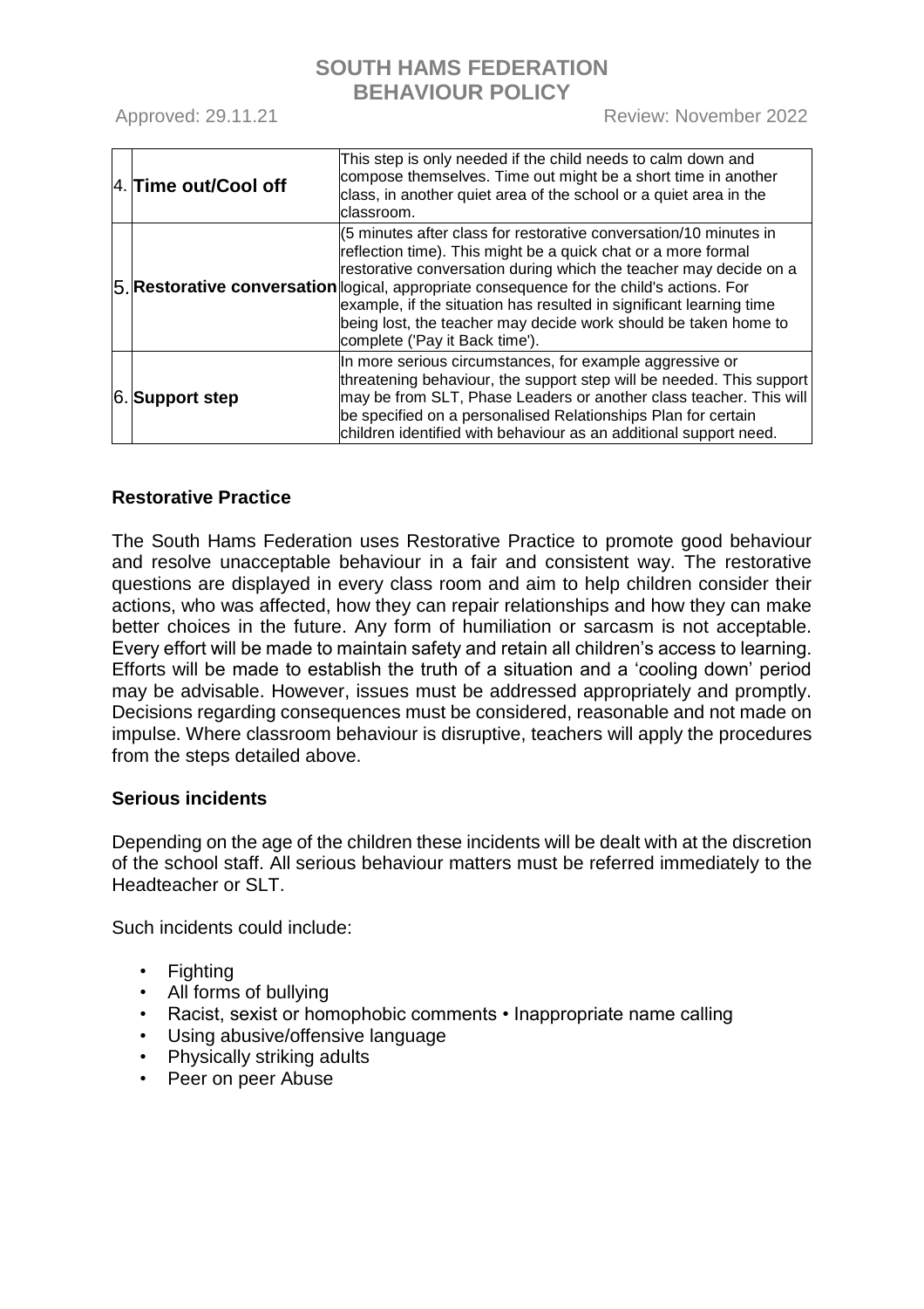| | | |
|---|---|---|
| 4. | **Time out/Cool off** | This step is only needed if the child needs to calm down and compose themselves. Time out might be a short time in another class, in another quiet area of the school or a quiet area in the classroom. |
| 5. | **Restorative conversation** | (5 minutes after class for restorative conversation/10 minutes in reflection time). This might be a quick chat or a more formal restorative conversation during which the teacher may decide on a logical, appropriate consequence for the child's actions. For example, if the situation has resulted in significant learning time being lost, the teacher may decide work should be taken home to complete ('Pay it Back time'). |
| 6. | **Support step** | In more serious circumstances, for example aggressive or threatening behaviour, the support step will be needed. This support may be from SLT, Phase Leaders or another class teacher. This will be specified on a personalised Relationships Plan for certain children identified with behaviour as an additional support need. |

**Restorative Practice**

The South Hams Federation uses Restorative Practice to promote good behaviour and resolve unacceptable behaviour in a fair and consistent way. The restorative questions are displayed in every class room and aim to help children consider their actions, who was affected, how they can repair relationships and how they can make better choices in the future. Any form of humiliation or sarcasm is not acceptable. Every effort will be made to maintain safety and retain all children's access to learning. Efforts will be made to establish the truth of a situation and a 'cooling down' period may be advisable. However, issues must be addressed appropriately and promptly. Decisions regarding consequences must be considered, reasonable and not made on impulse. Where classroom behaviour is disruptive, teachers will apply the procedures from the steps detailed above.

**Serious incidents**

Depending on the age of the children these incidents will be dealt with at the discretion of the school staff. All serious behaviour matters must be referred immediately to the Headteacher or SLT.

Such incidents could include:

- Fighting
- All forms of bullying
- Racist, sexist or homophobic comments • Inappropriate name calling
- Using abusive/offensive language
- Physically striking adults
- Peer on peer Abuse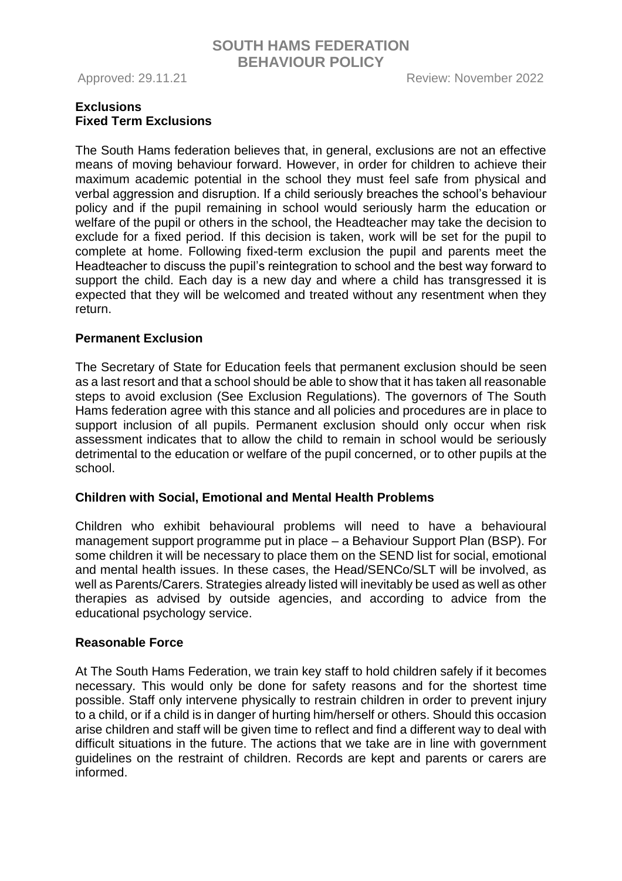## Exclusions

### Fixed Term Exclusions

The South Hams federation believes that, in general, exclusions are not an effective means of moving behaviour forward. However, in order for children to achieve their maximum academic potential in the school they must feel safe from physical and verbal aggression and disruption. If a child seriously breaches the school's behaviour policy and if the pupil remaining in school would seriously harm the education or welfare of the pupil or others in the school, the Headteacher may take the decision to exclude for a fixed period. If this decision is taken, work will be set for the pupil to complete at home. Following fixed-term exclusion the pupil and parents meet the Headteacher to discuss the pupil's reintegration to school and the best way forward to support the child. Each day is a new day and where a child has transgressed it is expected that they will be welcomed and treated without any resentment when they return.

### Permanent Exclusion

The Secretary of State for Education feels that permanent exclusion should be seen as a last resort and that a school should be able to show that it has taken all reasonable steps to avoid exclusion (See Exclusion Regulations). The governors of The South Hams federation agree with this stance and all policies and procedures are in place to support inclusion of all pupils. Permanent exclusion should only occur when risk assessment indicates that to allow the child to remain in school would be seriously detrimental to the education or welfare of the pupil concerned, or to other pupils at the school.

### Children with Social, Emotional and Mental Health Problems

Children who exhibit behavioural problems will need to have a behavioural management support programme put in place – a Behaviour Support Plan (BSP). For some children it will be necessary to place them on the SEND list for social, emotional and mental health issues. In these cases, the Head/SENCo/SLT will be involved, as well as Parents/Carers. Strategies already listed will inevitably be used as well as other therapies as advised by outside agencies, and according to advice from the educational psychology service.

### Reasonable Force

At The South Hams Federation, we train key staff to hold children safely if it becomes necessary. This would only be done for safety reasons and for the shortest time possible. Staff only intervene physically to restrain children in order to prevent injury to a child, or if a child is in danger of hurting him/herself or others. Should this occasion arise children and staff will be given time to reflect and find a different way to deal with difficult situations in the future. The actions that we take are in line with government guidelines on the restraint of children. Records are kept and parents or carers are informed.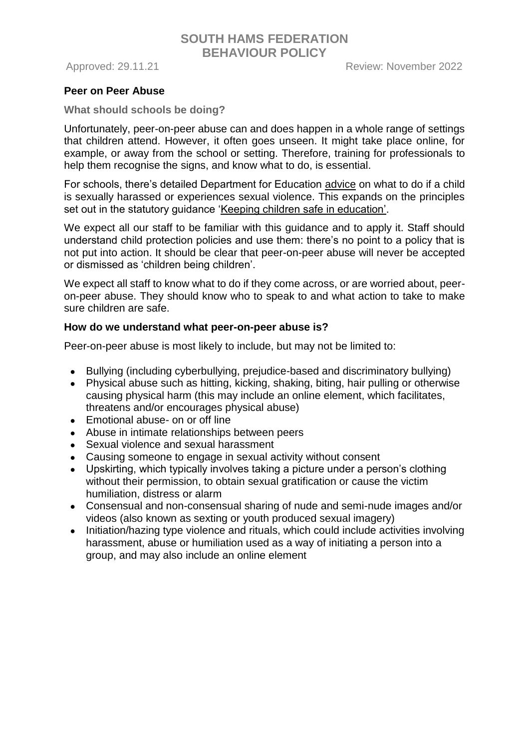## Peer on Peer Abuse

### What should schools be doing?

Unfortunately, peer-on-peer abuse can and does happen in a whole range of settings that children attend. However, it often goes unseen. It might take place online, for example, or away from the school or setting. Therefore, training for professionals to help them recognise the signs, and know what to do, is essential.

For schools, there's detailed Department for Education advice on what to do if a child is sexually harassed or experiences sexual violence. This expands on the principles set out in the statutory guidance 'Keeping children safe in education'.

We expect all our staff to be familiar with this guidance and to apply it. Staff should understand child protection policies and use them: there's no point to a policy that is not put into action. It should be clear that peer-on-peer abuse will never be accepted or dismissed as 'children being children'.

We expect all staff to know what to do if they come across, or are worried about, peer-on-peer abuse. They should know who to speak to and what action to take to make sure children are safe.

### How do we understand what peer-on-peer abuse is?

Peer-on-peer abuse is most likely to include, but may not be limited to:

- Bullying (including cyberbullying, prejudice-based and discriminatory bullying)
- Physical abuse such as hitting, kicking, shaking, biting, hair pulling or otherwise causing physical harm (this may include an online element, which facilitates, threatens and/or encourages physical abuse)
- Emotional abuse- on or off line
- Abuse in intimate relationships between peers
- Sexual violence and sexual harassment
- Causing someone to engage in sexual activity without consent
- Upskirting, which typically involves taking a picture under a person's clothing without their permission, to obtain sexual gratification or cause the victim humiliation, distress or alarm
- Consensual and non-consensual sharing of nude and semi-nude images and/or videos (also known as sexting or youth produced sexual imagery)
- Initiation/hazing type violence and rituals, which could include activities involving harassment, abuse or humiliation used as a way of initiating a person into a group, and may also include an online element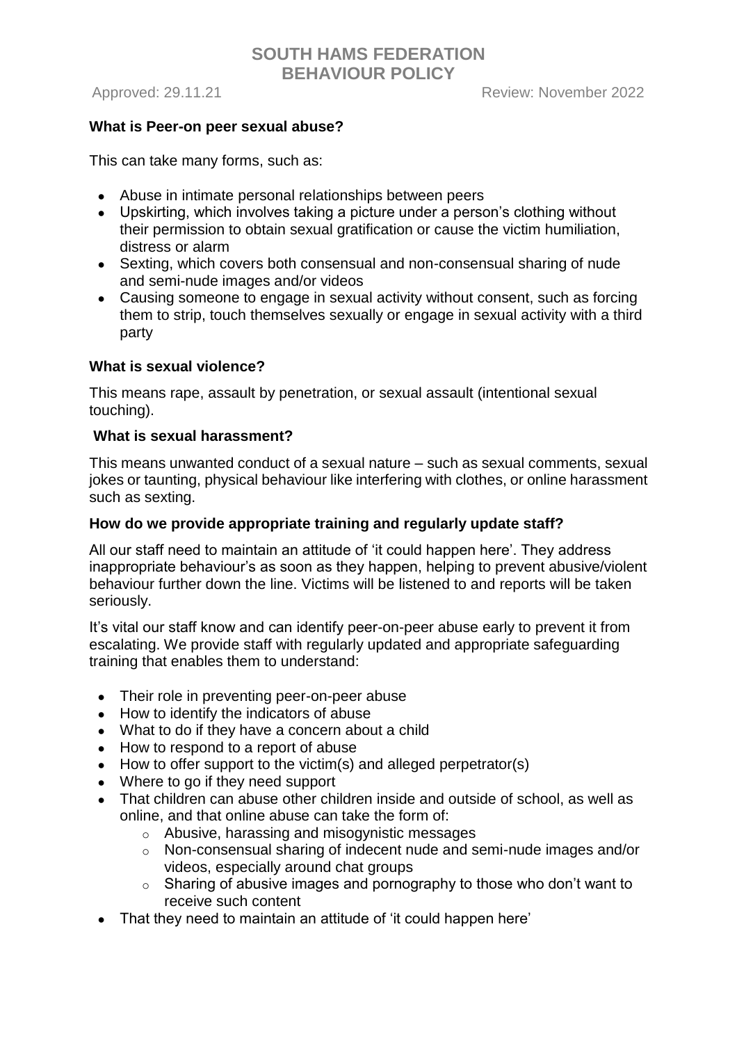**What is Peer-on peer sexual abuse?**

This can take many forms, such as:

- Abuse in intimate personal relationships between peers
- Upskirting, which involves taking a picture under a person's clothing without their permission to obtain sexual gratification or cause the victim humiliation, distress or alarm
- Sexting, which covers both consensual and non-consensual sharing of nude and semi-nude images and/or videos
- Causing someone to engage in sexual activity without consent, such as forcing them to strip, touch themselves sexually or engage in sexual activity with a third party

**What is sexual violence?**

This means rape, assault by penetration, or sexual assault (intentional sexual touching).

**What is sexual harassment?**

This means unwanted conduct of a sexual nature – such as sexual comments, sexual jokes or taunting, physical behaviour like interfering with clothes, or online harassment such as sexting.

**How do we provide appropriate training and regularly update staff?**

All our staff need to maintain an attitude of 'it could happen here'. They address inappropriate behaviour's as soon as they happen, helping to prevent abusive/violent behaviour further down the line. Victims will be listened to and reports will be taken seriously.

It's vital our staff know and can identify peer-on-peer abuse early to prevent it from escalating. We provide staff with regularly updated and appropriate safeguarding training that enables them to understand:

- Their role in preventing peer-on-peer abuse
- How to identify the indicators of abuse
- What to do if they have a concern about a child
- How to respond to a report of abuse
- How to offer support to the victim(s) and alleged perpetrator(s)
- Where to go if they need support
- That children can abuse other children inside and outside of school, as well as online, and that online abuse can take the form of:
  - Abusive, harassing and misogynistic messages
  - Non-consensual sharing of indecent nude and semi-nude images and/or videos, especially around chat groups
  - Sharing of abusive images and pornography to those who don't want to receive such content
- That they need to maintain an attitude of 'it could happen here'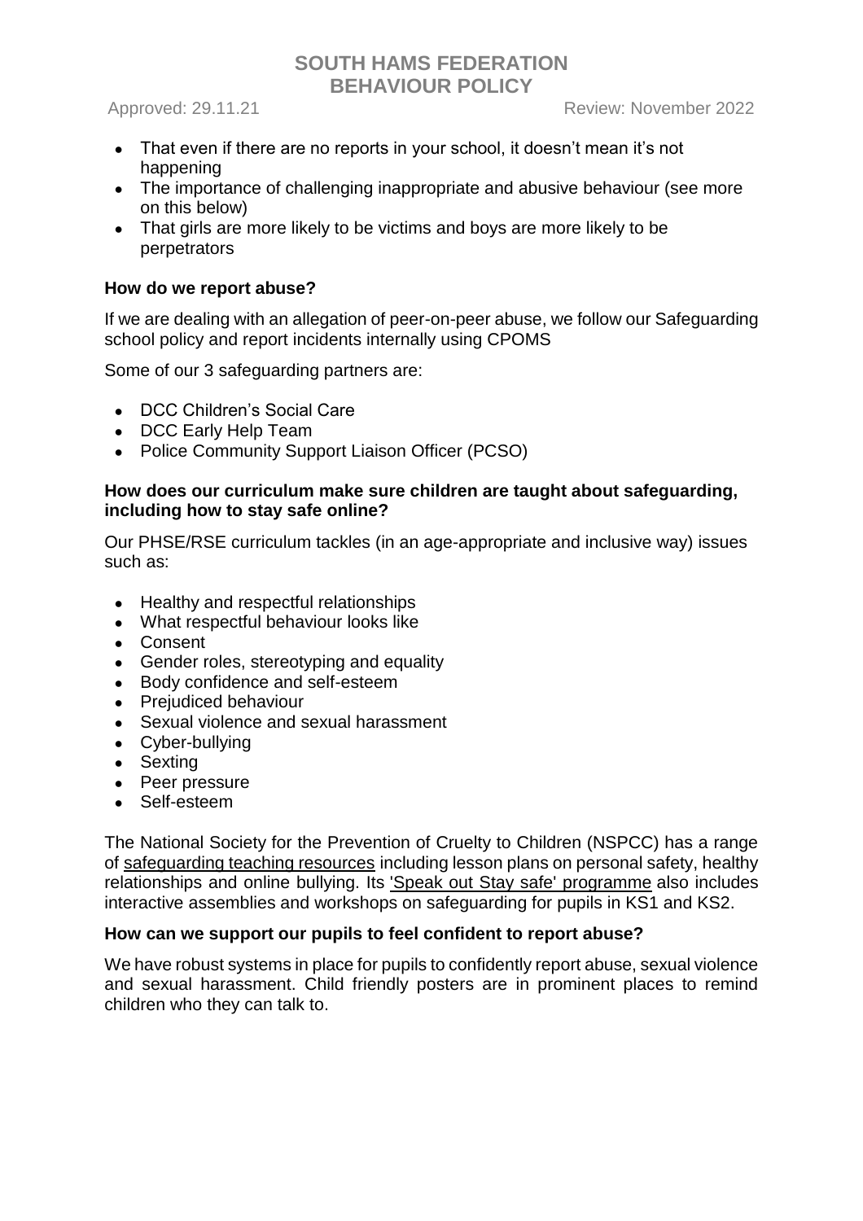- That even if there are no reports in your school, it doesn't mean it's not happening
- The importance of challenging inappropriate and abusive behaviour (see more on this below)
- That girls are more likely to be victims and boys are more likely to be perpetrators

**How do we report abuse?**

If we are dealing with an allegation of peer-on-peer abuse, we follow our Safeguarding school policy and report incidents internally using CPOMS

Some of our 3 safeguarding partners are:

- DCC Children's Social Care
- DCC Early Help Team
- Police Community Support Liaison Officer (PCSO)

**How does our curriculum make sure children are taught about safeguarding, including how to stay safe online?**

Our PHSE/RSE curriculum tackles (in an age-appropriate and inclusive way) issues such as:

- Healthy and respectful relationships
- What respectful behaviour looks like
- Consent
- Gender roles, stereotyping and equality
- Body confidence and self-esteem
- Prejudiced behaviour
- Sexual violence and sexual harassment
- Cyber-bullying
- Sexting
- Peer pressure
- Self-esteem

The National Society for the Prevention of Cruelty to Children (NSPCC) has a range of safeguarding teaching resources including lesson plans on personal safety, healthy relationships and online bullying. Its 'Speak out Stay safe' programme also includes interactive assemblies and workshops on safeguarding for pupils in KS1 and KS2.

**How can we support our pupils to feel confident to report abuse?**

We have robust systems in place for pupils to confidently report abuse, sexual violence and sexual harassment. Child friendly posters are in prominent places to remind children who they can talk to.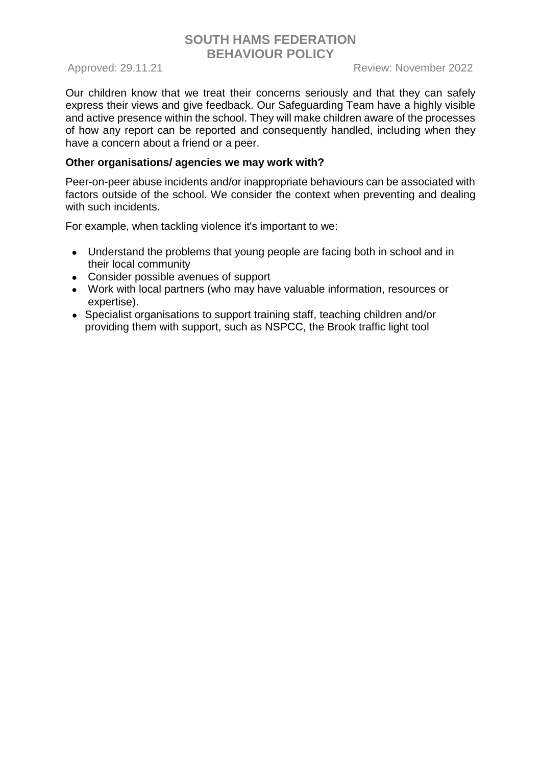Our children know that we treat their concerns seriously and that they can safely express their views and give feedback. Our Safeguarding Team have a highly visible and active presence within the school. They will make children aware of the processes of how any report can be reported and consequently handled, including when they have a concern about a friend or a peer.

**Other organisations/ agencies we may work with?**

Peer-on-peer abuse incidents and/or inappropriate behaviours can be associated with factors outside of the school. We consider the context when preventing and dealing with such incidents.

For example, when tackling violence it's important to we:

- Understand the problems that young people are facing both in school and in their local community
- Consider possible avenues of support
- Work with local partners (who may have valuable information, resources or expertise).
- Specialist organisations to support training staff, teaching children and/or providing them with support, such as NSPCC, the Brook traffic light tool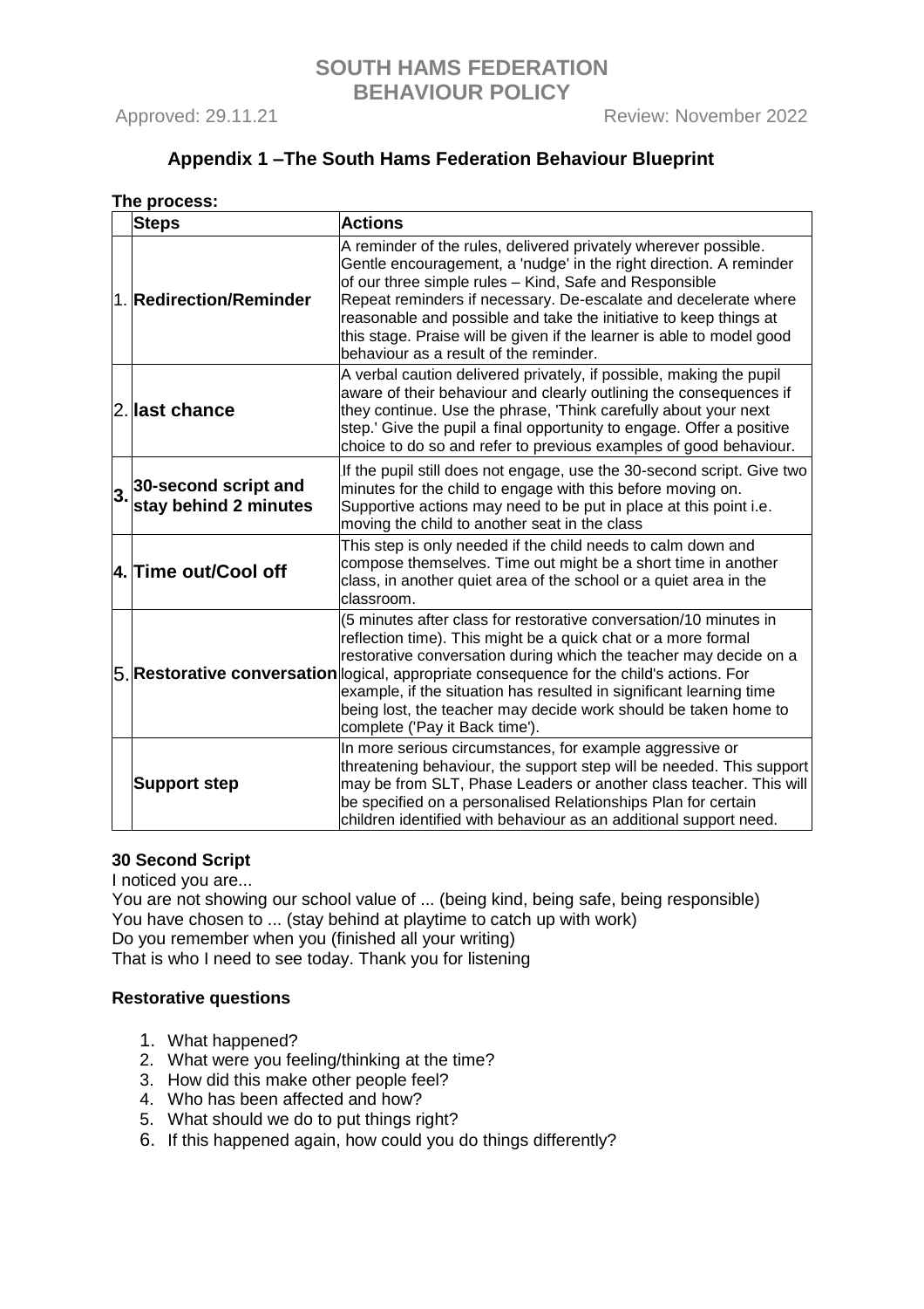## Appendix 1 –The South Hams Federation Behaviour Blueprint

**The process:**

| | Steps | Actions |
|---|---|---|
| 1. | **Redirection/Reminder** | A reminder of the rules, delivered privately wherever possible. Gentle encouragement, a 'nudge' in the right direction. A reminder of our three simple rules – Kind, Safe and Responsible<br>Repeat reminders if necessary. De-escalate and decelerate where reasonable and possible and take the initiative to keep things at this stage. Praise will be given if the learner is able to model good behaviour as a result of the reminder. |
| 2. | **last chance** | A verbal caution delivered privately, if possible, making the pupil aware of their behaviour and clearly outlining the consequences if they continue. Use the phrase, 'Think carefully about your next step.' Give the pupil a final opportunity to engage. Offer a positive choice to do so and refer to previous examples of good behaviour. |
| **3.** | **30-second script and stay behind 2 minutes** | If the pupil still does not engage, use the 30-second script. Give two minutes for the child to engage with this before moving on. Supportive actions may need to be put in place at this point i.e. moving the child to another seat in the class |
| **4.** | **Time out/Cool off** | This step is only needed if the child needs to calm down and compose themselves. Time out might be a short time in another class, in another quiet area of the school or a quiet area in the classroom. |
| 5. | **Restorative conversation** | (5 minutes after class for restorative conversation/10 minutes in reflection time). This might be a quick chat or a more formal restorative conversation during which the teacher may decide on a logical, appropriate consequence for the child's actions. For example, if the situation has resulted in significant learning time being lost, the teacher may decide work should be taken home to complete ('Pay it Back time'). |
| | **Support step** | In more serious circumstances, for example aggressive or threatening behaviour, the support step will be needed. This support may be from SLT, Phase Leaders or another class teacher. This will be specified on a personalised Relationships Plan for certain children identified with behaviour as an additional support need. |

**30 Second Script**

I noticed you are...
You are not showing our school value of ... (being kind, being safe, being responsible)
You have chosen to ... (stay behind at playtime to catch up with work)
Do you remember when you (finished all your writing)
That is who I need to see today. Thank you for listening

**Restorative questions**

1. What happened?
2. What were you feeling/thinking at the time?
3. How did this make other people feel?
4. Who has been affected and how?
5. What should we do to put things right?
6. If this happened again, how could you do things differently?